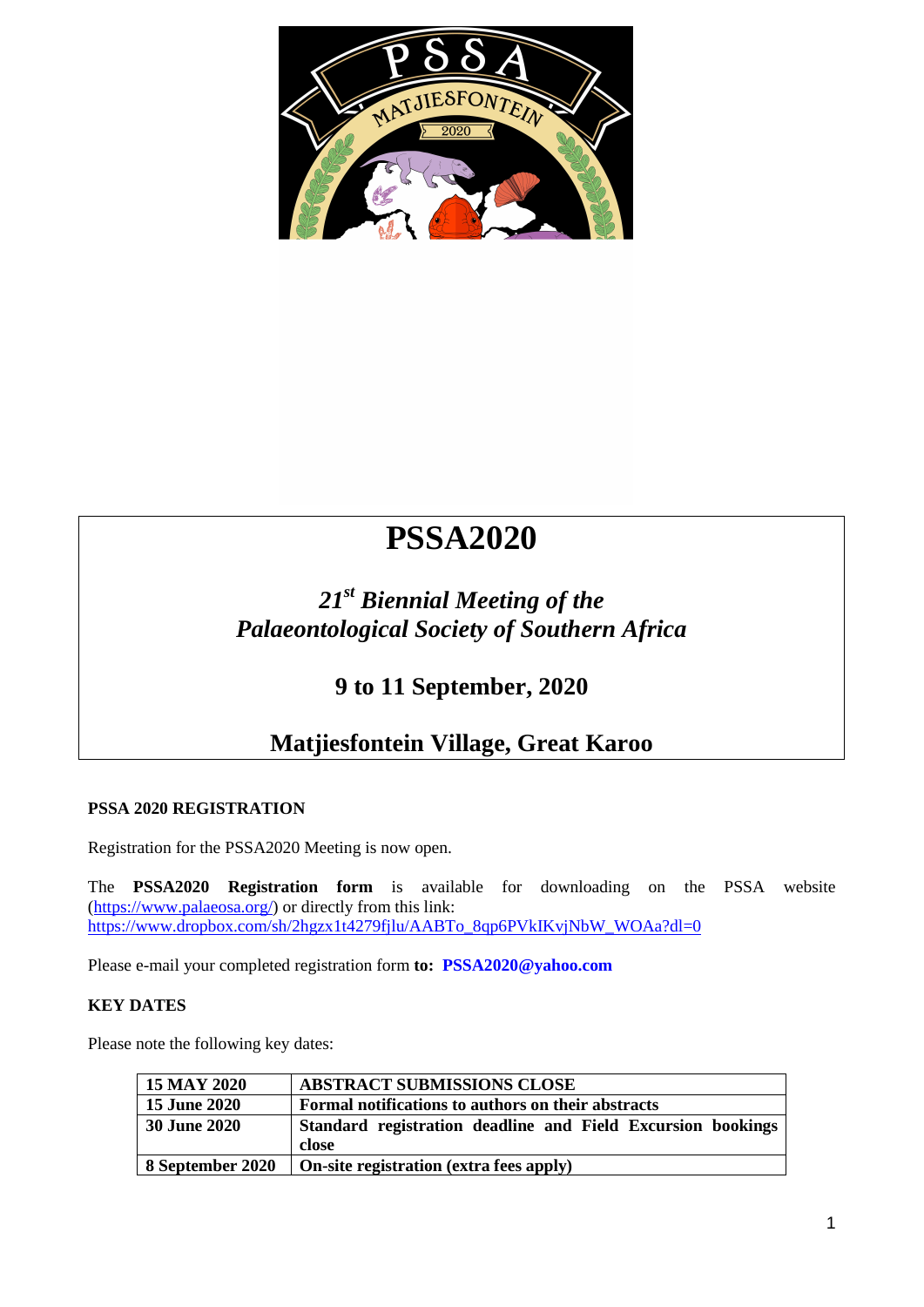# PSSA2020

## *21st Biennial Meeting of the Palaeontological Society of Southern Africa*

## 9 to 11 September, 2020

## Matjiesfontein Village, Great Karoo

### PSSA 2020 REGISTRATION

Registration for the PSSA2020 Meeting is now open.

The **PSSA2020 Registration form** is available for downloading on the PSSA website (https://www.palaeosa.org/) or directly from this link: https://www.dropbox.com/sh/2hgzx1t4279fjlu/AABTo_8qp6PVkIKvjNbW_WOAa?dl=0

Please e-mail your completed registration form **to: PSSA2020@yahoo.com**

### KEY DATES

Please note the following key dates:

| | |
|---|---|
| **15 MAY 2020** | **ABSTRACT SUBMISSIONS CLOSE** |
| **15 June 2020** | **Formal notifications to authors on their abstracts** |
| **30 June 2020** | **Standard registration deadline and Field Excursion bookings close** |
| **8 September 2020** | **On-site registration (extra fees apply)** |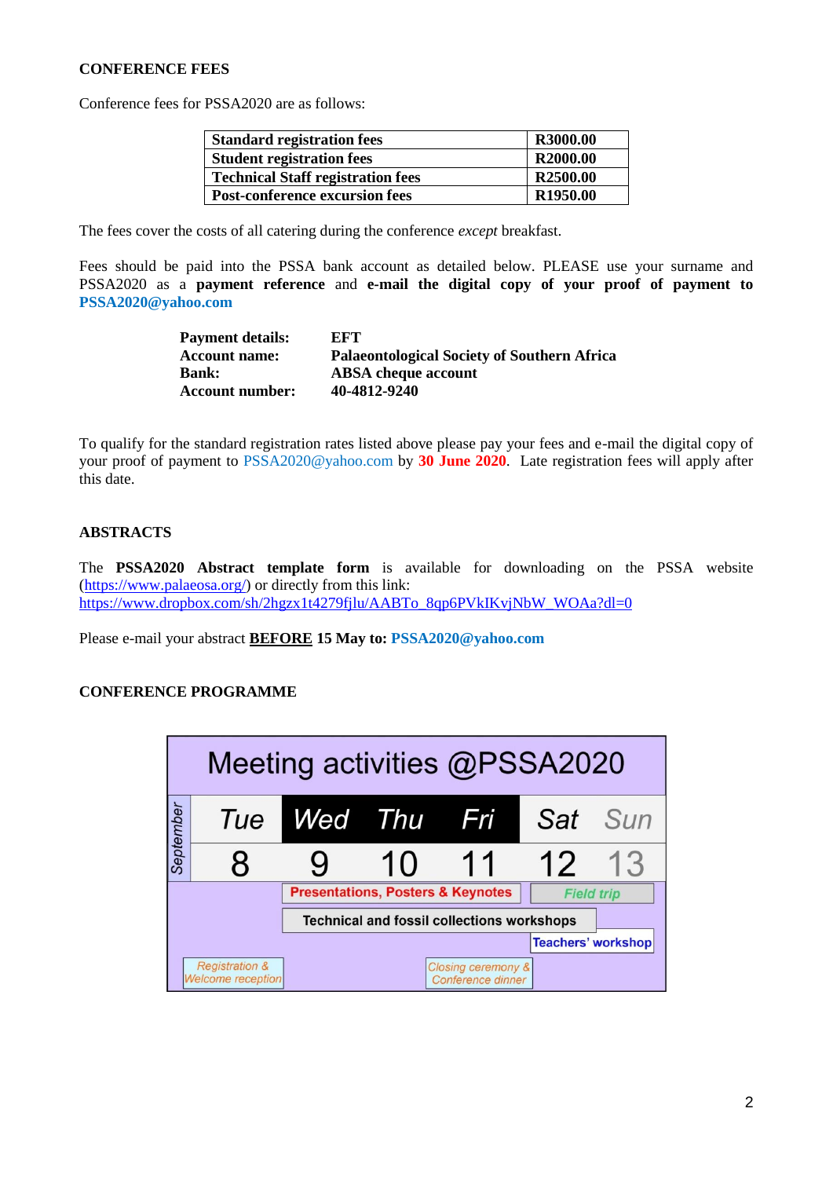## CONFERENCE FEES

Conference fees for PSSA2020 are as follows:

| | |
|---|---|
| **Standard registration fees** | **R3000.00** |
| **Student registration fees** | **R2000.00** |
| **Technical Staff registration fees** | **R2500.00** |
| **Post-conference excursion fees** | **R1950.00** |

The fees cover the costs of all catering during the conference *except* breakfast.

Fees should be paid into the PSSA bank account as detailed below. PLEASE use your surname and PSSA2020 as a **payment reference** and **e-mail the digital copy of your proof of payment to PSSA2020@yahoo.com**

| | |
|---|---|
| **Payment details:** | **EFT** |
| **Account name:** | **Palaeontological Society of Southern Africa** |
| **Bank:** | **ABSA cheque account** |
| **Account number:** | **40-4812-9240** |

To qualify for the standard registration rates listed above please pay your fees and e-mail the digital copy of your proof of payment to PSSA2020@yahoo.com by **30 June 2020**. Late registration fees will apply after this date.

## ABSTRACTS

The **PSSA2020 Abstract template form** is available for downloading on the PSSA website (https://www.palaeosa.org/) or directly from this link: https://www.dropbox.com/sh/2hgzx1t4279fjlu/AABTo_8qp6PVkIKvjNbW_WOAa?dl=0

Please e-mail your abstract **BEFORE 15 May to: PSSA2020@yahoo.com**

## CONFERENCE PROGRAMME

**Meeting activities @PSSA2020**

| September | Tue | Wed | Thu | Fri | Sat | Sun |
|---|---|---|---|---|---|---|
| | 8 | 9 | 10 | 11 | 12 | 13 |
| | | Presentations, Posters & Keynotes | | | Field trip | |
| | | Technical and fossil collections workshops | | | | |
| | | | | | Teachers' workshop | |
| | Registration & Welcome reception | | | Closing ceremony & Conference dinner | | |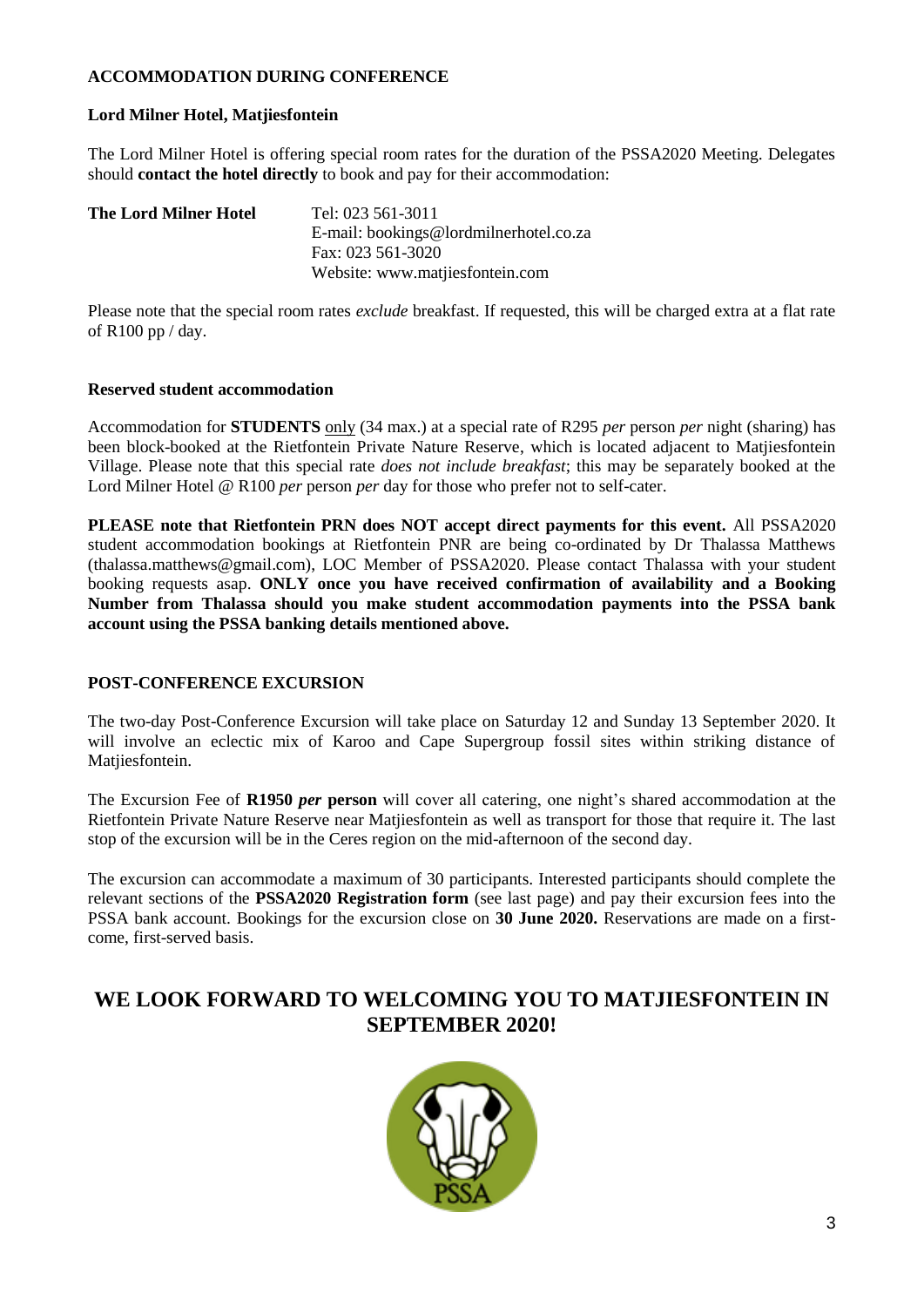## ACCOMMODATION DURING CONFERENCE

### Lord Milner Hotel, Matjiesfontein

The Lord Milner Hotel is offering special room rates for the duration of the PSSA2020 Meeting. Delegates should **contact the hotel directly** to book and pay for their accommodation:

**The Lord Milner Hotel**
Tel: 023 561-3011
E-mail: bookings@lordmilnerhotel.co.za
Fax: 023 561-3020
Website: www.matjiesfontein.com

Please note that the special room rates *exclude* breakfast. If requested, this will be charged extra at a flat rate of R100 pp / day.

### Reserved student accommodation

Accommodation for **STUDENTS** only (34 max.) at a special rate of R295 *per* person *per* night (sharing) has been block-booked at the Rietfontein Private Nature Reserve, which is located adjacent to Matjiesfontein Village. Please note that this special rate *does not include breakfast*; this may be separately booked at the Lord Milner Hotel @ R100 *per* person *per* day for those who prefer not to self-cater.

**PLEASE note that Rietfontein PRN does NOT accept direct payments for this event.** All PSSA2020 student accommodation bookings at Rietfontein PNR are being co-ordinated by Dr Thalassa Matthews (thalassa.matthews@gmail.com), LOC Member of PSSA2020. Please contact Thalassa with your student booking requests asap. **ONLY once you have received confirmation of availability and a Booking Number from Thalassa should you make student accommodation payments into the PSSA bank account using the PSSA banking details mentioned above.**

## POST-CONFERENCE EXCURSION

The two-day Post-Conference Excursion will take place on Saturday 12 and Sunday 13 September 2020. It will involve an eclectic mix of Karoo and Cape Supergroup fossil sites within striking distance of Matjiesfontein.

The Excursion Fee of **R1950 *per* person** will cover all catering, one night's shared accommodation at the Rietfontein Private Nature Reserve near Matjiesfontein as well as transport for those that require it. The last stop of the excursion will be in the Ceres region on the mid-afternoon of the second day.

The excursion can accommodate a maximum of 30 participants. Interested participants should complete the relevant sections of the **PSSA2020 Registration form** (see last page) and pay their excursion fees into the PSSA bank account. Bookings for the excursion close on **30 June 2020.** Reservations are made on a first-come, first-served basis.

# WE LOOK FORWARD TO WELCOMING YOU TO MATJIESFONTEIN IN SEPTEMBER 2020!

PSSA